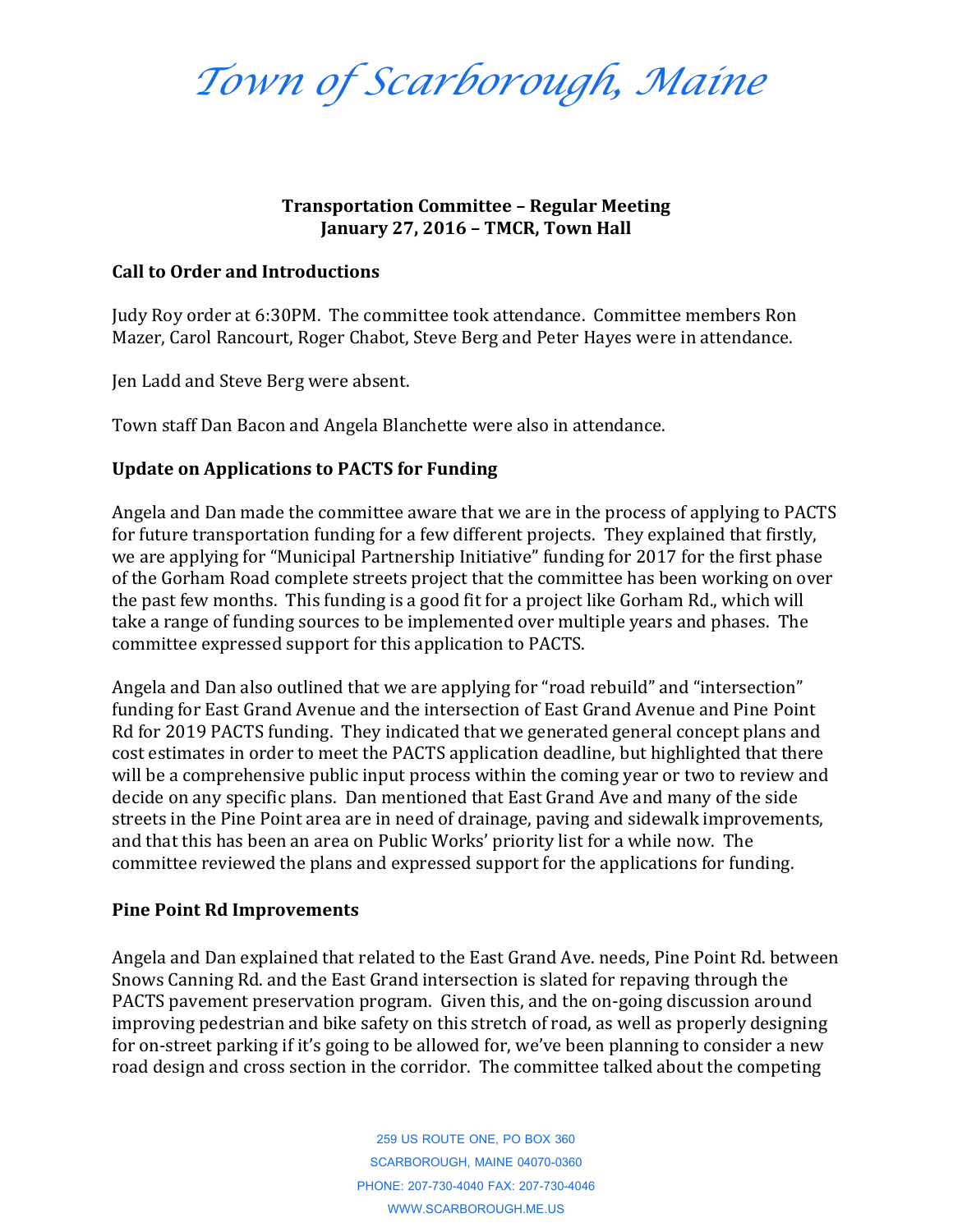# *Town of Scarborough, Maine*

**Transportation Committee – Regular Meeting**
**January 27, 2016 – TMCR, Town Hall**

## Call to Order and Introductions

Judy Roy order at 6:30PM. The committee took attendance. Committee members Ron Mazer, Carol Rancourt, Roger Chabot, Steve Berg and Peter Hayes were in attendance.

Jen Ladd and Steve Berg were absent.

Town staff Dan Bacon and Angela Blanchette were also in attendance.

## Update on Applications to PACTS for Funding

Angela and Dan made the committee aware that we are in the process of applying to PACTS for future transportation funding for a few different projects. They explained that firstly, we are applying for "Municipal Partnership Initiative" funding for 2017 for the first phase of the Gorham Road complete streets project that the committee has been working on over the past few months. This funding is a good fit for a project like Gorham Rd., which will take a range of funding sources to be implemented over multiple years and phases. The committee expressed support for this application to PACTS.

Angela and Dan also outlined that we are applying for "road rebuild" and "intersection" funding for East Grand Avenue and the intersection of East Grand Avenue and Pine Point Rd for 2019 PACTS funding. They indicated that we generated general concept plans and cost estimates in order to meet the PACTS application deadline, but highlighted that there will be a comprehensive public input process within the coming year or two to review and decide on any specific plans. Dan mentioned that East Grand Ave and many of the side streets in the Pine Point area are in need of drainage, paving and sidewalk improvements, and that this has been an area on Public Works' priority list for a while now. The committee reviewed the plans and expressed support for the applications for funding.

## Pine Point Rd Improvements

Angela and Dan explained that related to the East Grand Ave. needs, Pine Point Rd. between Snows Canning Rd. and the East Grand intersection is slated for repaving through the PACTS pavement preservation program. Given this, and the on-going discussion around improving pedestrian and bike safety on this stretch of road, as well as properly designing for on-street parking if it's going to be allowed for, we've been planning to consider a new road design and cross section in the corridor. The committee talked about the competing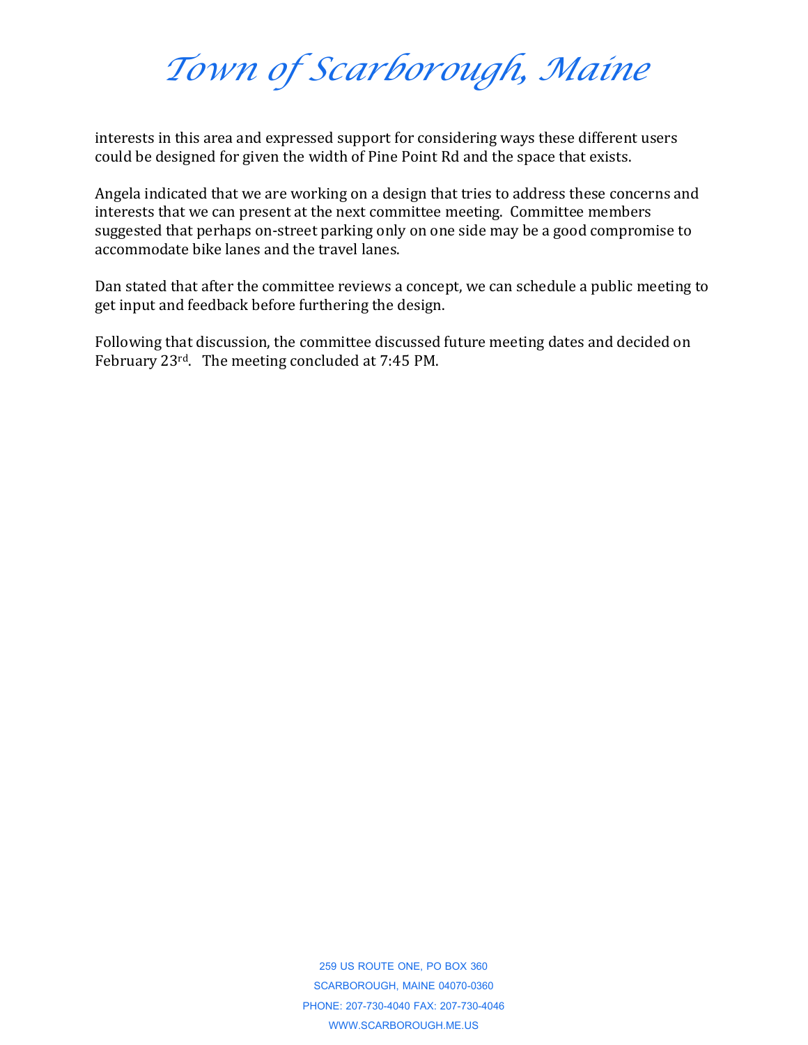interests in this area and expressed support for considering ways these different users could be designed for given the width of Pine Point Rd and the space that exists.

Angela indicated that we are working on a design that tries to address these concerns and interests that we can present at the next committee meeting. Committee members suggested that perhaps on-street parking only on one side may be a good compromise to accommodate bike lanes and the travel lanes.

Dan stated that after the committee reviews a concept, we can schedule a public meeting to get input and feedback before furthering the design.

Following that discussion, the committee discussed future meeting dates and decided on February 23rd. The meeting concluded at 7:45 PM.